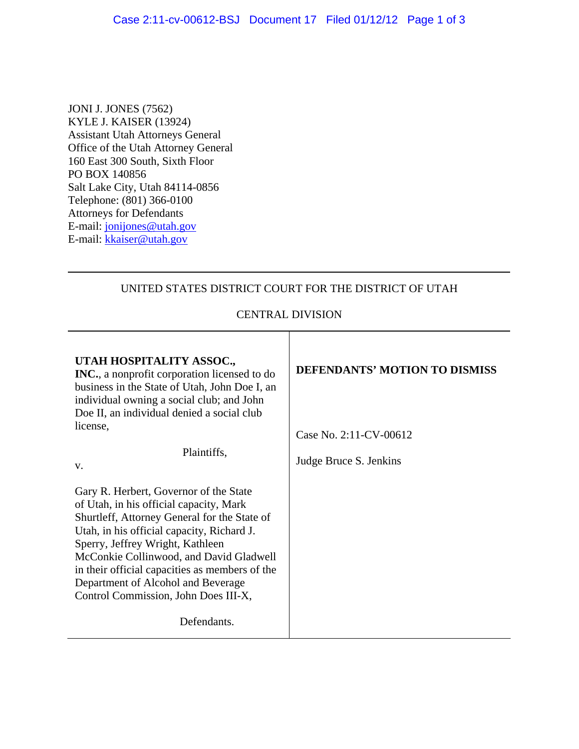JONI J. JONES (7562)
KYLE J. KAISER (13924)
Assistant Utah Attorneys General
Office of the Utah Attorney General
160 East 300 South, Sixth Floor
PO BOX 140856
Salt Lake City, Utah 84114-0856
Telephone: (801) 366-0100
Attorneys for Defendants
E-mail: jonijones@utah.gov
E-mail: kkaiser@utah.gov

---

UNITED STATES DISTRICT COURT FOR THE DISTRICT OF UTAH

CENTRAL DIVISION

---

| | |
|---|---|
| **UTAH HOSPITALITY ASSOC., INC.**, a nonprofit corporation licensed to do business in the State of Utah, John Doe I, an individual owning a social club; and John Doe II, an individual denied a social club license,<br><br>Plaintiffs,<br><br>v.<br><br>Gary R. Herbert, Governor of the State of Utah, in his official capacity, Mark Shurtleff, Attorney General for the State of Utah, in his official capacity, Richard J. Sperry, Jeffrey Wright, Kathleen McConkie Collinwood, and David Gladwell in their official capacities as members of the Department of Alcohol and Beverage Control Commission, John Does III-X,<br><br>Defendants. | **DEFENDANTS' MOTION TO DISMISS**<br><br>Case No. 2:11-CV-00612<br><br>Judge Bruce S. Jenkins |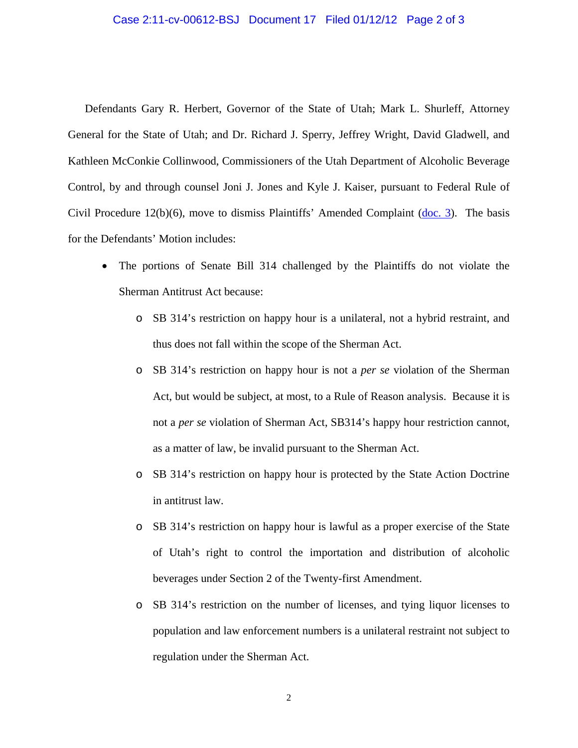Defendants Gary R. Herbert, Governor of the State of Utah; Mark L. Shurleff, Attorney General for the State of Utah; and Dr. Richard J. Sperry, Jeffrey Wright, David Gladwell, and Kathleen McConkie Collinwood, Commissioners of the Utah Department of Alcoholic Beverage Control, by and through counsel Joni J. Jones and Kyle J. Kaiser, pursuant to Federal Rule of Civil Procedure 12(b)(6), move to dismiss Plaintiffs' Amended Complaint (doc. 3). The basis for the Defendants' Motion includes:

- The portions of Senate Bill 314 challenged by the Plaintiffs do not violate the Sherman Antitrust Act because:
  - SB 314's restriction on happy hour is a unilateral, not a hybrid restraint, and thus does not fall within the scope of the Sherman Act.
  - SB 314's restriction on happy hour is not a *per se* violation of the Sherman Act, but would be subject, at most, to a Rule of Reason analysis. Because it is not a *per se* violation of Sherman Act, SB314's happy hour restriction cannot, as a matter of law, be invalid pursuant to the Sherman Act.
  - SB 314's restriction on happy hour is protected by the State Action Doctrine in antitrust law.
  - SB 314's restriction on happy hour is lawful as a proper exercise of the State of Utah's right to control the importation and distribution of alcoholic beverages under Section 2 of the Twenty-first Amendment.
  - SB 314's restriction on the number of licenses, and tying liquor licenses to population and law enforcement numbers is a unilateral restraint not subject to regulation under the Sherman Act.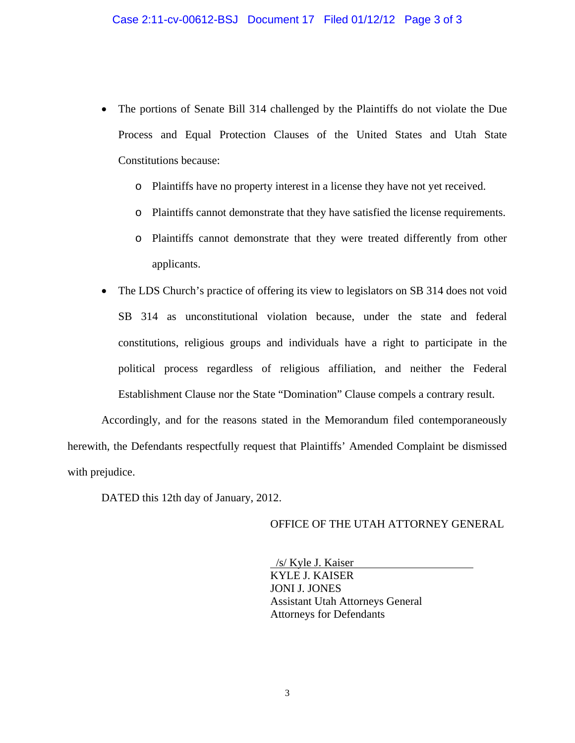- The portions of Senate Bill 314 challenged by the Plaintiffs do not violate the Due Process and Equal Protection Clauses of the United States and Utah State Constitutions because:
  - Plaintiffs have no property interest in a license they have not yet received.
  - Plaintiffs cannot demonstrate that they have satisfied the license requirements.
  - Plaintiffs cannot demonstrate that they were treated differently from other applicants.
- The LDS Church's practice of offering its view to legislators on SB 314 does not void SB 314 as unconstitutional violation because, under the state and federal constitutions, religious groups and individuals have a right to participate in the political process regardless of religious affiliation, and neither the Federal Establishment Clause nor the State "Domination" Clause compels a contrary result.

Accordingly, and for the reasons stated in the Memorandum filed contemporaneously herewith, the Defendants respectfully request that Plaintiffs' Amended Complaint be dismissed with prejudice.

DATED this 12th day of January, 2012.

OFFICE OF THE UTAH ATTORNEY GENERAL

/s/ Kyle J. Kaiser
KYLE J. KAISER
JONI J. JONES
Assistant Utah Attorneys General
Attorneys for Defendants